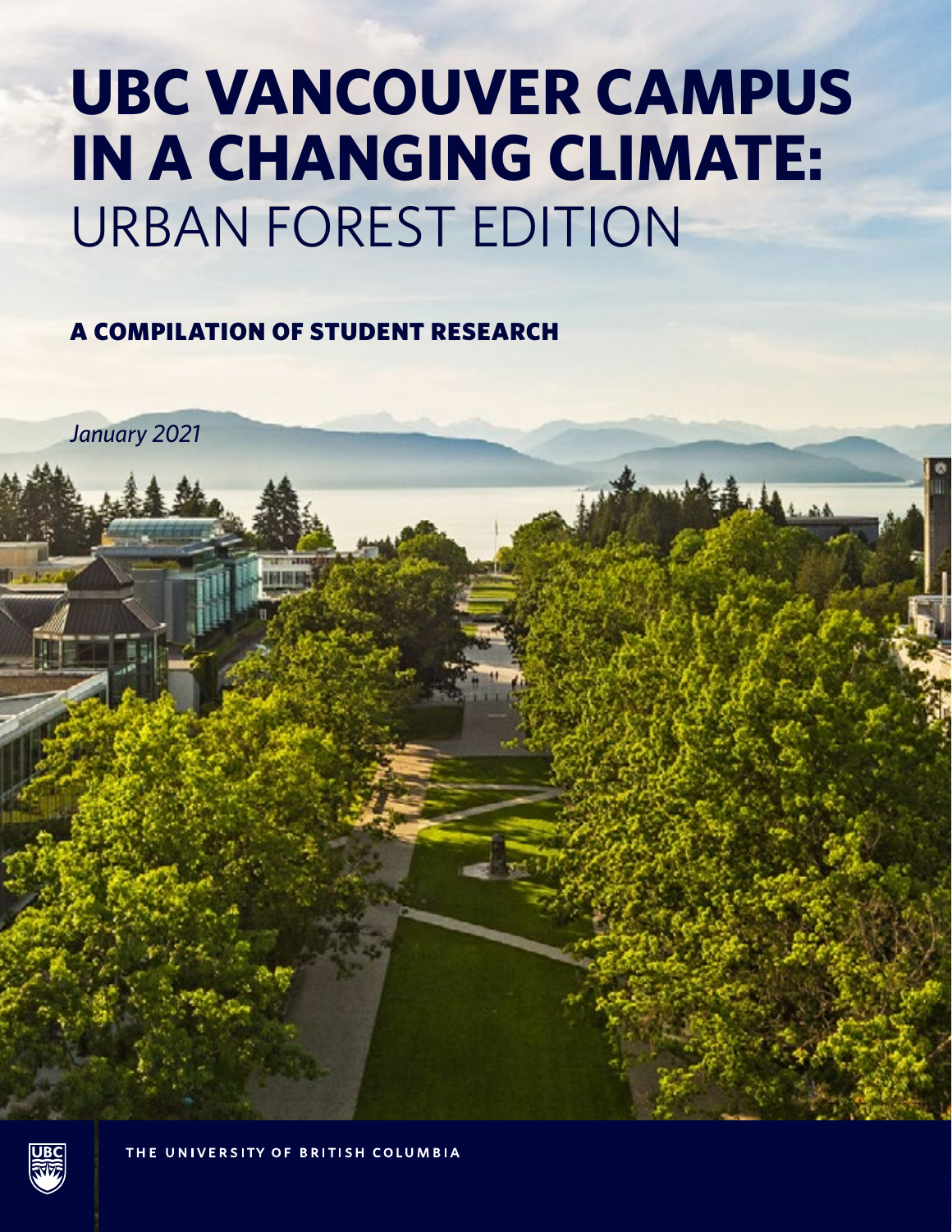# UBC VANCOUVER CAMPUS IN A CHANGING CLIMATE: URBAN FOREST EDITION

## A COMPILATION OF STUDENT RESEARCH

*January 2021*

THE UNIVERSITY OF BRITISH COLUMBIA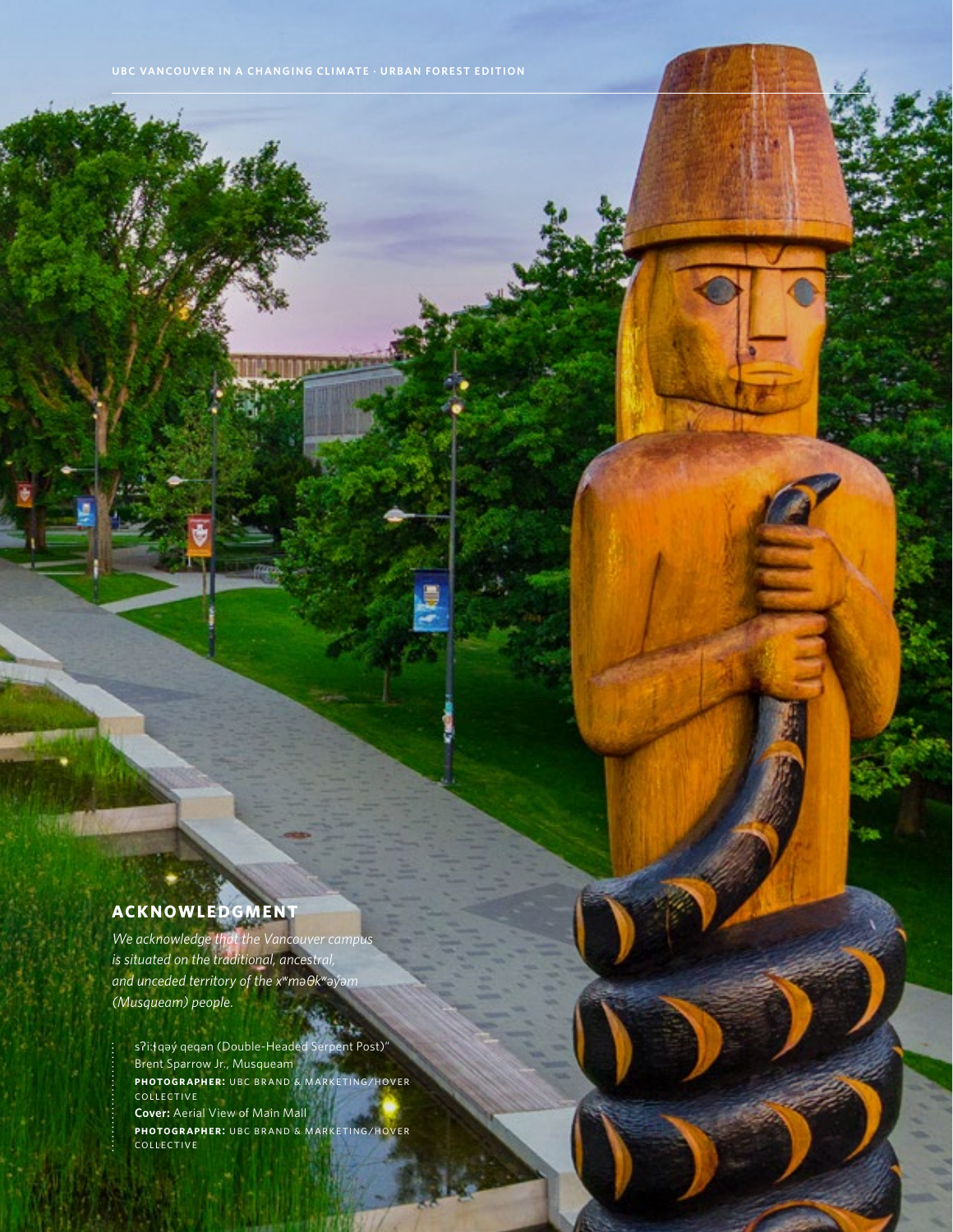## ACKNOWLEDGMENT

*We acknowledge that the Vancouver campus is situated on the traditional, ancestral, and unceded territory of the xʷməθkʷəy̓əm (Musqueam) people.*

sʔi:ɬqəy̓ qeqən (Double-Headed Serpent Post)"
Brent Sparrow Jr., Musqueam
**PHOTOGRAPHER:** UBC BRAND & MARKETING/HOVER COLLECTIVE

**Cover:** Aerial View of Main Mall
**PHOTOGRAPHER:** UBC BRAND & MARKETING/HOVER COLLECTIVE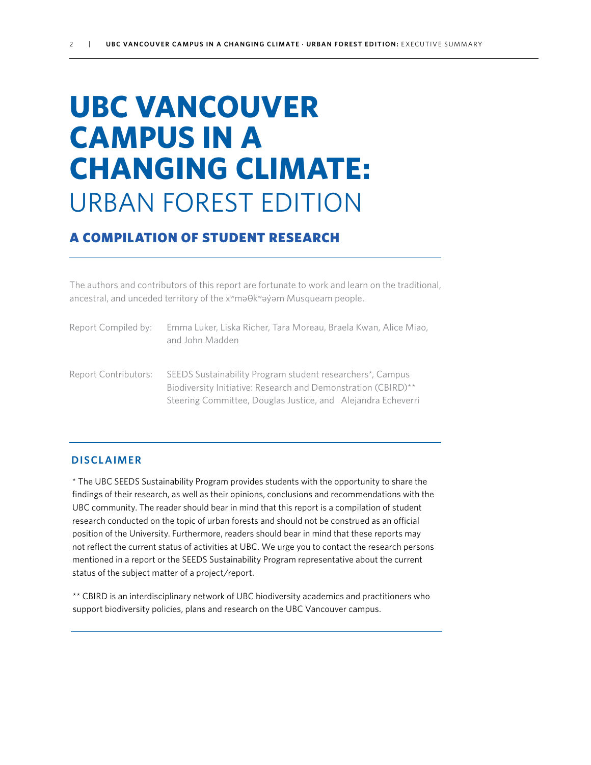# UBC VANCOUVER CAMPUS IN A CHANGING CLIMATE: URBAN FOREST EDITION

## A COMPILATION OF STUDENT RESEARCH

The authors and contributors of this report are fortunate to work and learn on the traditional, ancestral, and unceded territory of the xʷməθkʷəy̓əm Musqueam people.

Report Compiled by: Emma Luker, Liska Richer, Tara Moreau, Braela Kwan, Alice Miao, and John Madden

Report Contributors: SEEDS Sustainability Program student researchers*, Campus Biodiversity Initiative: Research and Demonstration (CBIRD)** Steering Committee, Douglas Justice, and Alejandra Echeverri

### DISCLAIMER

* The UBC SEEDS Sustainability Program provides students with the opportunity to share the findings of their research, as well as their opinions, conclusions and recommendations with the UBC community. The reader should bear in mind that this report is a compilation of student research conducted on the topic of urban forests and should not be construed as an official position of the University. Furthermore, readers should bear in mind that these reports may not reflect the current status of activities at UBC. We urge you to contact the research persons mentioned in a report or the SEEDS Sustainability Program representative about the current status of the subject matter of a project/report.

** CBIRD is an interdisciplinary network of UBC biodiversity academics and practitioners who support biodiversity policies, plans and research on the UBC Vancouver campus.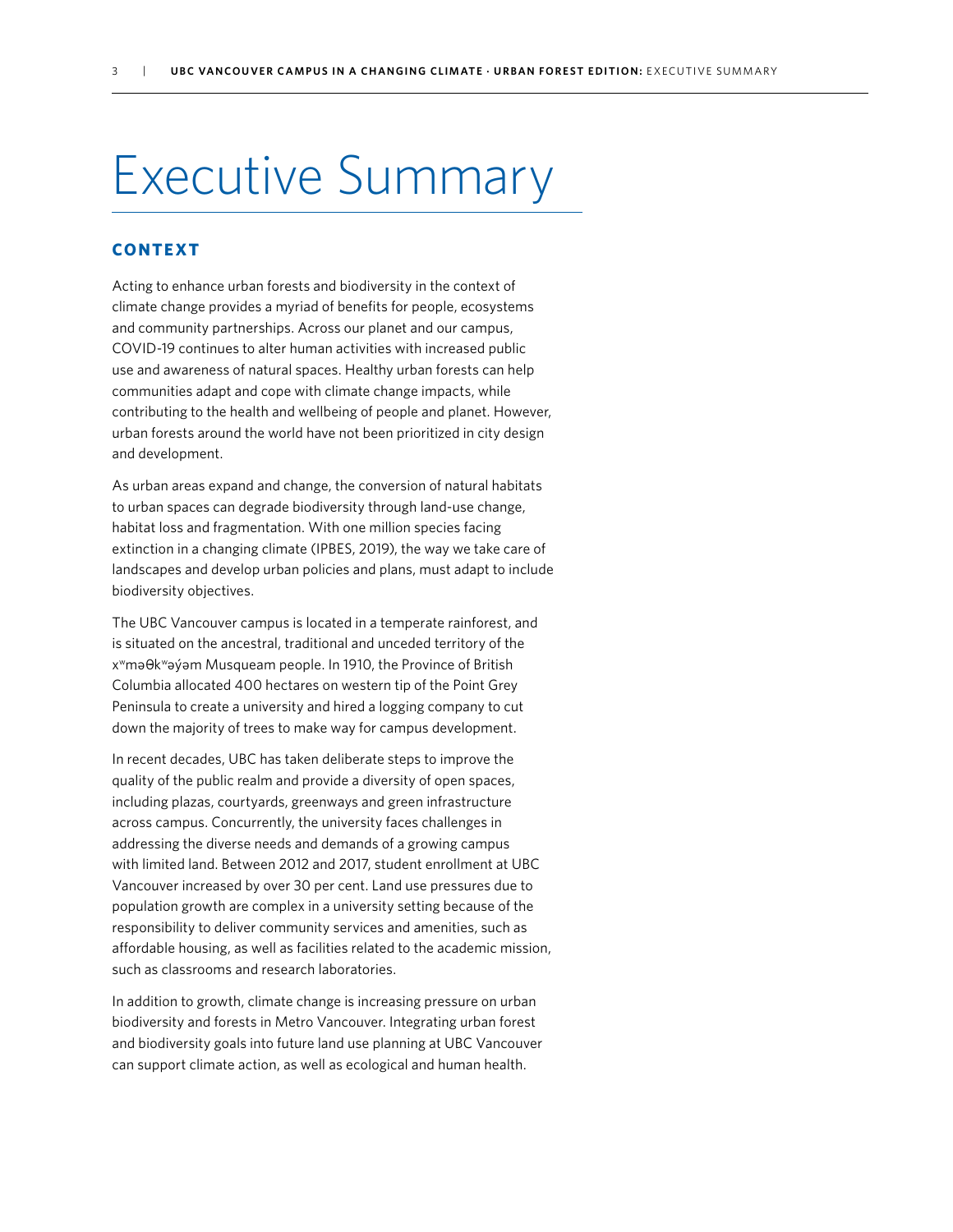# Executive Summary

## CONTEXT

Acting to enhance urban forests and biodiversity in the context of climate change provides a myriad of benefits for people, ecosystems and community partnerships. Across our planet and our campus, COVID-19 continues to alter human activities with increased public use and awareness of natural spaces. Healthy urban forests can help communities adapt and cope with climate change impacts, while contributing to the health and wellbeing of people and planet. However, urban forests around the world have not been prioritized in city design and development.

As urban areas expand and change, the conversion of natural habitats to urban spaces can degrade biodiversity through land-use change, habitat loss and fragmentation. With one million species facing extinction in a changing climate (IPBES, 2019), the way we take care of landscapes and develop urban policies and plans, must adapt to include biodiversity objectives.

The UBC Vancouver campus is located in a temperate rainforest, and is situated on the ancestral, traditional and unceded territory of the xʷməθkʷəy̓əm Musqueam people. In 1910, the Province of British Columbia allocated 400 hectares on western tip of the Point Grey Peninsula to create a university and hired a logging company to cut down the majority of trees to make way for campus development.

In recent decades, UBC has taken deliberate steps to improve the quality of the public realm and provide a diversity of open spaces, including plazas, courtyards, greenways and green infrastructure across campus. Concurrently, the university faces challenges in addressing the diverse needs and demands of a growing campus with limited land. Between 2012 and 2017, student enrollment at UBC Vancouver increased by over 30 per cent. Land use pressures due to population growth are complex in a university setting because of the responsibility to deliver community services and amenities, such as affordable housing, as well as facilities related to the academic mission, such as classrooms and research laboratories.

In addition to growth, climate change is increasing pressure on urban biodiversity and forests in Metro Vancouver. Integrating urban forest and biodiversity goals into future land use planning at UBC Vancouver can support climate action, as well as ecological and human health.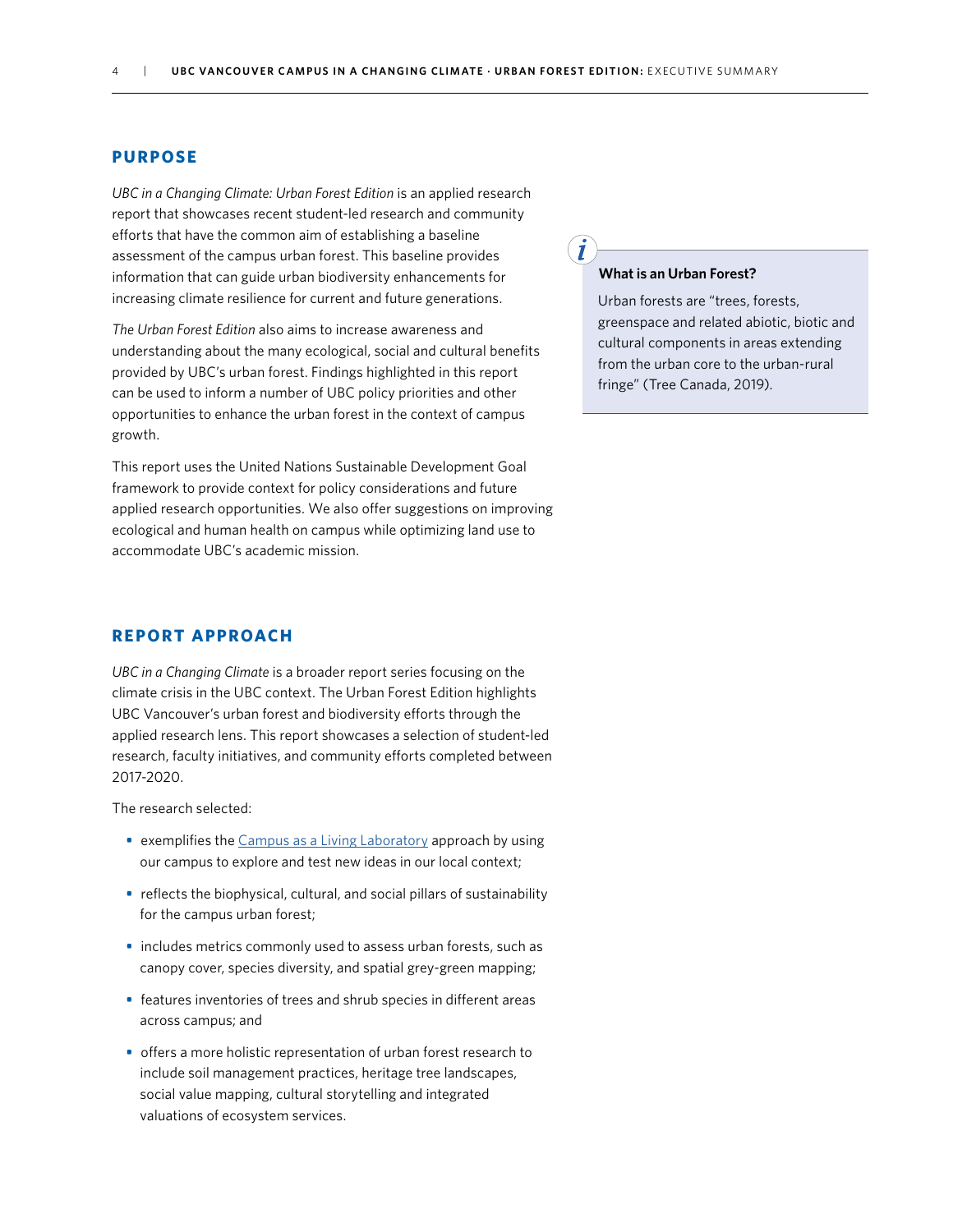## PURPOSE

*UBC in a Changing Climate: Urban Forest Edition* is an applied research report that showcases recent student-led research and community efforts that have the common aim of establishing a baseline assessment of the campus urban forest. This baseline provides information that can guide urban biodiversity enhancements for increasing climate resilience for current and future generations.

*The Urban Forest Edition* also aims to increase awareness and understanding about the many ecological, social and cultural benefits provided by UBC's urban forest. Findings highlighted in this report can be used to inform a number of UBC policy priorities and other opportunities to enhance the urban forest in the context of campus growth.

This report uses the United Nations Sustainable Development Goal framework to provide context for policy considerations and future applied research opportunities. We also offer suggestions on improving ecological and human health on campus while optimizing land use to accommodate UBC's academic mission.

> **What is an Urban Forest?**
>
> Urban forests are "trees, forests, greenspace and related abiotic, biotic and cultural components in areas extending from the urban core to the urban-rural fringe" (Tree Canada, 2019).

## REPORT APPROACH

*UBC in a Changing Climate* is a broader report series focusing on the climate crisis in the UBC context. The Urban Forest Edition highlights UBC Vancouver's urban forest and biodiversity efforts through the applied research lens. This report showcases a selection of student-led research, faculty initiatives, and community efforts completed between 2017-2020.

The research selected:

- exemplifies the Campus as a Living Laboratory approach by using our campus to explore and test new ideas in our local context;
- reflects the biophysical, cultural, and social pillars of sustainability for the campus urban forest;
- includes metrics commonly used to assess urban forests, such as canopy cover, species diversity, and spatial grey-green mapping;
- features inventories of trees and shrub species in different areas across campus; and
- offers a more holistic representation of urban forest research to include soil management practices, heritage tree landscapes, social value mapping, cultural storytelling and integrated valuations of ecosystem services.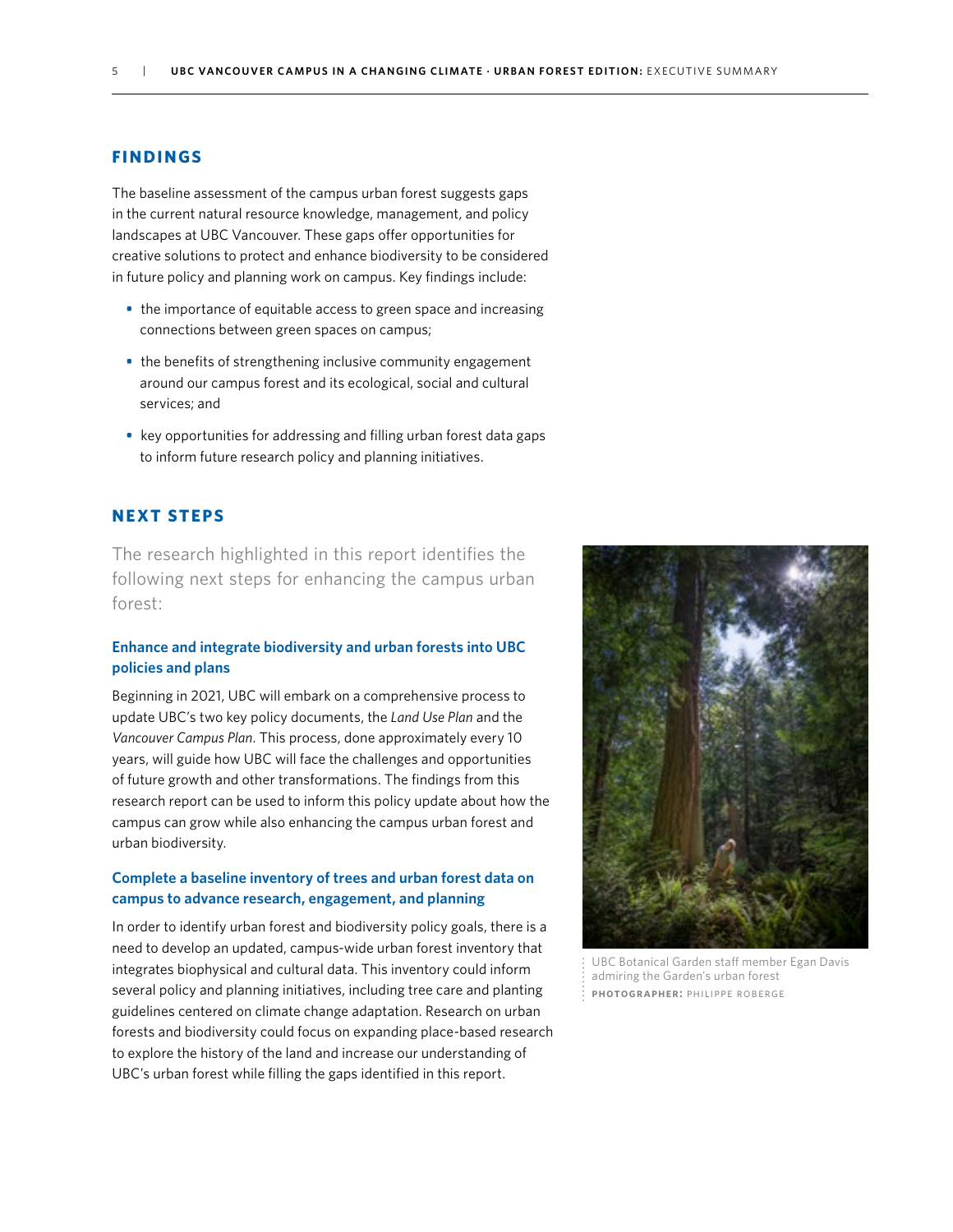## FINDINGS

The baseline assessment of the campus urban forest suggests gaps in the current natural resource knowledge, management, and policy landscapes at UBC Vancouver. These gaps offer opportunities for creative solutions to protect and enhance biodiversity to be considered in future policy and planning work on campus. Key findings include:

- the importance of equitable access to green space and increasing connections between green spaces on campus;
- the benefits of strengthening inclusive community engagement around our campus forest and its ecological, social and cultural services; and
- key opportunities for addressing and filling urban forest data gaps to inform future research policy and planning initiatives.

## NEXT STEPS

The research highlighted in this report identifies the following next steps for enhancing the campus urban forest:

### Enhance and integrate biodiversity and urban forests into UBC policies and plans

Beginning in 2021, UBC will embark on a comprehensive process to update UBC's two key policy documents, the *Land Use Plan* and the *Vancouver Campus Plan*. This process, done approximately every 10 years, will guide how UBC will face the challenges and opportunities of future growth and other transformations. The findings from this research report can be used to inform this policy update about how the campus can grow while also enhancing the campus urban forest and urban biodiversity.

### Complete a baseline inventory of trees and urban forest data on campus to advance research, engagement, and planning

In order to identify urban forest and biodiversity policy goals, there is a need to develop an updated, campus-wide urban forest inventory that integrates biophysical and cultural data. This inventory could inform several policy and planning initiatives, including tree care and planting guidelines centered on climate change adaptation. Research on urban forests and biodiversity could focus on expanding place-based research to explore the history of the land and increase our understanding of UBC's urban forest while filling the gaps identified in this report.

UBC Botanical Garden staff member Egan Davis admiring the Garden's urban forest
**PHOTOGRAPHER:** PHILIPPE ROBERGE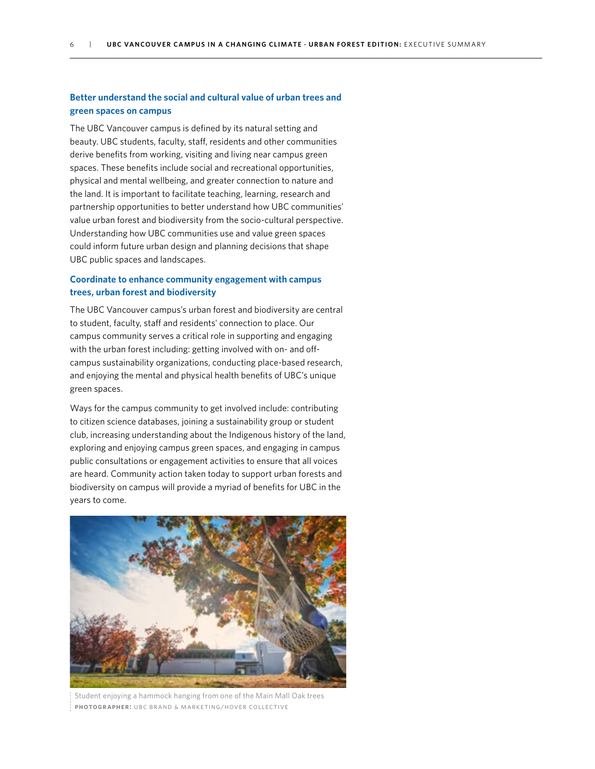### Better understand the social and cultural value of urban trees and green spaces on campus

The UBC Vancouver campus is defined by its natural setting and beauty. UBC students, faculty, staff, residents and other communities derive benefits from working, visiting and living near campus green spaces. These benefits include social and recreational opportunities, physical and mental wellbeing, and greater connection to nature and the land. It is important to facilitate teaching, learning, research and partnership opportunities to better understand how UBC communities' value urban forest and biodiversity from the socio-cultural perspective. Understanding how UBC communities use and value green spaces could inform future urban design and planning decisions that shape UBC public spaces and landscapes.

### Coordinate to enhance community engagement with campus trees, urban forest and biodiversity

The UBC Vancouver campus's urban forest and biodiversity are central to student, faculty, staff and residents' connection to place. Our campus community serves a critical role in supporting and engaging with the urban forest including: getting involved with on- and off-campus sustainability organizations, conducting place-based research, and enjoying the mental and physical health benefits of UBC's unique green spaces.

Ways for the campus community to get involved include: contributing to citizen science databases, joining a sustainability group or student club, increasing understanding about the Indigenous history of the land, exploring and enjoying campus green spaces, and engaging in campus public consultations or engagement activities to ensure that all voices are heard. Community action taken today to support urban forests and biodiversity on campus will provide a myriad of benefits for UBC in the years to come.

Student enjoying a hammock hanging from one of the Main Mall Oak trees
**PHOTOGRAPHER:** UBC BRAND & MARKETING/HOVER COLLECTIVE